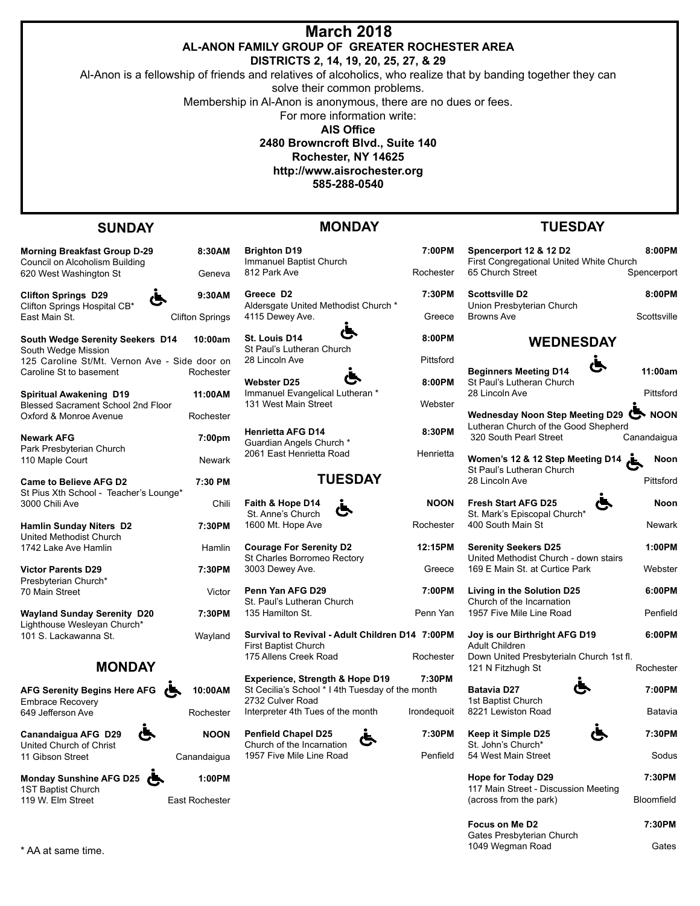# March 2018

## AL-ANON FAMILY GROUP OF GREATER ROCHESTER AREA

### DISTRICTS 2, 14, 19, 20, 25, 27, & 29

Al-Anon is a fellowship of friends and relatives of alcoholics, who realize that by banding together they can solve their common problems.

Membership in Al-Anon is anonymous, there are no dues or fees.

For more information write:

**AIS Office**
**2480 Browncroft Blvd., Suite 140**
**Rochester, NY 14625**
**http://www.aisrochester.org**
**585-288-0540**

## SUNDAY

**Morning Breakfast Group D-29** — **8:30AM**
Council on Alcoholism Building
620 West Washington St — Geneva

**Clifton Springs D29** ♿ — **9:30AM**
Clifton Springs Hospital CB*
East Main St. — Clifton Springs

**South Wedge Serenity Seekers D14** — **10:00am**
South Wedge Mission
125 Caroline St/Mt. Vernon Ave - Side door on Caroline St to basement — Rochester

**Spiritual Awakening D19** — **11:00AM**
Blessed Sacrament School 2nd Floor
Oxford & Monroe Avenue — Rochester

**Newark AFG** — **7:00pm**
Park Presbyterian Church
110 Maple Court — Newark

**Came to Believe AFG D2** — **7:30 PM**
St Pius Xth School - Teacher's Lounge*
3000 Chili Ave — Chili

**Hamlin Sunday Niters D2** — **7:30PM**
United Methodist Church
1742 Lake Ave Hamlin — Hamlin

**Victor Parents D29** — **7:30PM**
Presbyterian Church*
70 Main Street — Victor

**Wayland Sunday Serenity D20** — **7:30PM**
Lighthouse Wesleyan Church*
101 S. Lackawanna St. — Wayland

## MONDAY

**AFG Serenity Begins Here AFG** ♿ — **10:00AM**
Embrace Recovery
649 Jefferson Ave — Rochester

**Canandaigua AFG D29** ♿ — **NOON**
United Church of Christ
11 Gibson Street — Canandaigua

**Monday Sunshine AFG D25** ♿ — **1:00PM**
1ST Baptist Church
119 W. Elm Street — East Rochester

**Brighton D19** — **7:00PM**
Immanuel Baptist Church
812 Park Ave — Rochester

**Greece D2** — **7:30PM**
Aldersgate United Methodist Church *
4115 Dewey Ave. — Greece

**St. Louis D14** ♿ — **8:00PM**
St Paul's Lutheran Church
28 Lincoln Ave — Pittsford

**Webster D25** ♿ — **8:00PM**
Immanuel Evangelical Lutheran *
131 West Main Street — Webster

**Henrietta AFG D14** — **8:30PM**
Guardian Angels Church *
2061 East Henrietta Road — Henrietta

## TUESDAY

**Faith & Hope D14** ♿ — **NOON**
St. Anne's Church
1600 Mt. Hope Ave — Rochester

**Courage For Serenity D2** — **12:15PM**
St Charles Borromeo Rectory
3003 Dewey Ave. — Greece

**Penn Yan AFG D29** — **7:00PM**
St. Paul's Lutheran Church
135 Hamilton St. — Penn Yan

**Survival to Revival - Adult Children D14** — **7:00PM**
First Baptist Church
175 Allens Creek Road — Rochester

**Experience, Strength & Hope D19** — **7:30PM**
St Cecilia's School * I 4th Tuesday of the month
2732 Culver Road
Interpreter 4th Tues of the month — Irondequoit

**Penfield Chapel D25** ♿ — **7:30PM**
Church of the Incarnation
1957 Five Mile Line Road — Penfield

**Spencerport 12 & 12 D2** — **8:00PM**
First Congregational United White Church
65 Church Street — Spencerport

**Scottsville D2** — **8:00PM**
Union Presbyterian Church
Browns Ave — Scottsville

## WEDNESDAY

**Beginners Meeting D14** ♿ — **11:00am**
St Paul's Lutheran Church
28 Lincoln Ave — Pittsford

**Wednesday Noon Step Meeting D29** ♿ — **NOON**
Lutheran Church of the Good Shepherd
320 South Pearl Street — Canandaigua

**Women's 12 & 12 Step Meeting D14** ♿ — **Noon**
St Paul's Lutheran Church
28 Lincoln Ave — Pittsford

**Fresh Start AFG D25** ♿ — **Noon**
St. Mark's Episcopal Church*
400 South Main St — Newark

**Serenity Seekers D25** — **1:00PM**
United Methodist Church - down stairs
169 E Main St. at Curtice Park — Webster

**Living in the Solution D25** — **6:00PM**
Church of the Incarnation
1957 Five Mile Line Road — Penfield

**Joy is our Birthright AFG D19** — **6:00PM**
Adult Children
Down United Presbyterialn Church 1st fl.
121 N Fitzhugh St — Rochester

**Batavia D27** ♿ — **7:00PM**
1st Baptist Church
8221 Lewiston Road — Batavia

**Keep it Simple D25** ♿ — **7:30PM**
St. John's Church*
54 West Main Street — Sodus

**Hope for Today D29** — **7:30PM**
117 Main Street - Discussion Meeting
(across from the park) — Bloomfield

**Focus on Me D2** — **7:30PM**
Gates Presbyterian Church
1049 Wegman Road — Gates

\* AA at same time.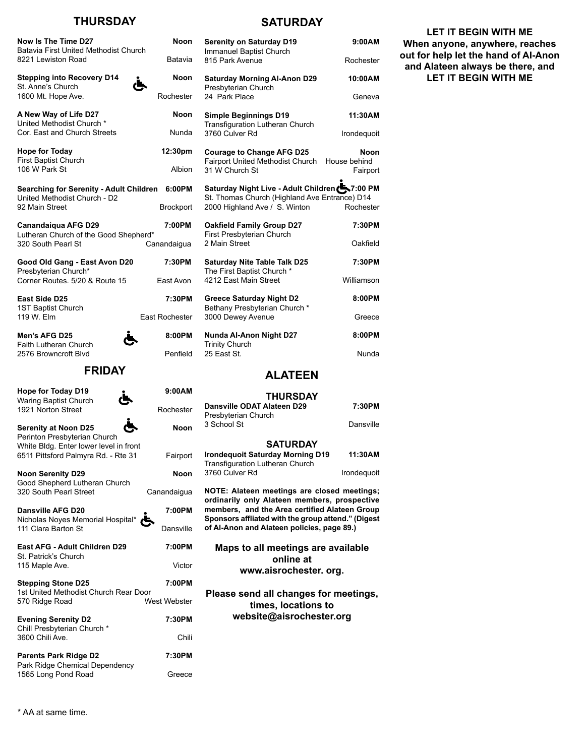## THURSDAY

**Now Is The Time D27** — **Noon**
Batavia First United Methodist Church
8221 Lewiston Road — Batavia

**Stepping into Recovery D14** ♿ — **Noon**
St. Anne's Church
1600 Mt. Hope Ave. — Rochester

**A New Way of Life D27** — **Noon**
United Methodist Church *
Cor. East and Church Streets — Nunda

**Hope for Today** — **12:30pm**
First Baptist Church
106 W Park St — Albion

**Searching for Serenity - Adult Children** — **6:00PM**
United Methodist Church - D2
92 Main Street — Brockport

**Canandaiqua AFG D29** — **7:00PM**
Lutheran Church of the Good Shepherd*
320 South Pearl St — Canandaigua

**Good Old Gang - East Avon D20** — **7:30PM**
Presbyterian Church*
Corner Routes. 5/20 & Route 15 — East Avon

**East Side D25** — **7:30PM**
1ST Baptist Church
119 W. Elm — East Rochester

**Men's AFG D25** ♿ — **8:00PM**
Faith Lutheran Church
2576 Browncroft Blvd — Penfield

## FRIDAY

**Hope for Today D19** ♿ — **9:00AM**
Waring Baptist Church
1921 Norton Street — Rochester

**Serenity at Noon D25** ♿ — **Noon**
Perinton Presbyterian Church
White Bldg. Enter lower level in front
6511 Pittsford Palmyra Rd. - Rte 31 — Fairport

**Noon Serenity D29** — **Noon**
Good Shepherd Lutheran Church
320 South Pearl Street — Canandaigua

**Dansville AFG D20** — **7:00PM**
Nicholas Noyes Memorial Hospital* ♿
111 Clara Barton St — Dansville

**East AFG - Adult Children D29** — **7:00PM**
St. Patrick's Church
115 Maple Ave. — Victor

**Stepping Stone D25** — **7:00PM**
1st United Methodist Church Rear Door
570 Ridge Road — West Webster

**Evening Serenity D2** — **7:30PM**
Chill Presbyterian Church *
3600 Chili Ave. — Chili

**Parents Park Ridge D2** — **7:30PM**
Park Ridge Chemical Dependency
1565 Long Pond Road — Greece

## SATURDAY

**Serenity on Saturday D19** — **9:00AM**
Immanuel Baptist Church
815 Park Avenue — Rochester

**Saturday Morning Al-Anon D29** — **10:00AM**
Presbyterian Church
24 Park Place — Geneva

**Simple Beginnings D19** — **11:30AM**
Transfiguration Lutheran Church
3760 Culver Rd — Irondequoit

**Courage to Change AFG D25** — **Noon**
Fairport United Methodist Church — House behind
31 W Church St — Fairport

**Saturday Night Live - Adult Children** ♿ **7:00 PM**
St. Thomas Church (Highland Ave Entrance) D14
2000 Highland Ave / S. Winton — Rochester

**Oakfield Family Group D27** — **7:30PM**
First Presbyterian Church
2 Main Street — Oakfield

**Saturday Nite Table Talk D25** — **7:30PM**
The First Baptist Church *
4212 East Main Street — Williamson

**Greece Saturday Night D2** — **8:00PM**
Bethany Presbyterian Church *
3000 Dewey Avenue — Greece

**Nunda Al-Anon Night D27** — **8:00PM**
Trinity Church
25 East St. — Nunda

## ALATEEN

### THURSDAY

**Dansville ODAT Alateen D29** — **7:30PM**
Presbyterian Church
3 School St — Dansville

### SATURDAY

**Irondequoit Saturday Morning D19** — **11:30AM**
Transfiguration Lutheran Church
3760 Culver Rd — Irondequoit

**NOTE: Alateen meetings are closed meetings; ordinarily only Alateen members, prospective members, and the Area certified Alateen Group Sponsors affliated with the group attend." (Digest of Al-Anon and Alateen policies, page 89.)**

**Maps to all meetings are available online at www.aisrochester. org.**

**Please send all changes for meetings, times, locations to website@aisrochester.org**

**LET IT BEGIN WITH ME**
**When anyone, anywhere, reaches out for help let the hand of Al-Anon and Alateen always be there, and**
**LET IT BEGIN WITH ME**

* AA at same time.